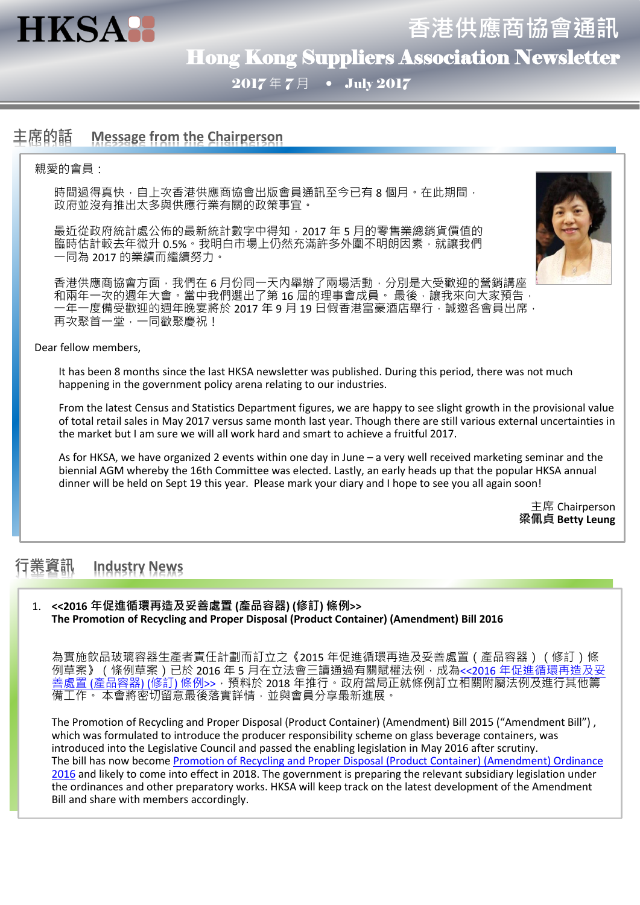# HKSA 香港供應商協會通訊
# Hong Kong Suppliers Association Newsletter

2017 年 7 月 • July 2017

## 主席的話 Message from the Chairperson

親愛的會員：

時間過得真快，自上次香港供應商協會出版會員通訊至今已有 8 個月。在此期間，政府並沒有推出太多與供應行業有關的政策事宜。

最近從政府統計處公佈的最新統計數字中得知，2017 年 5 月的零售業總銷貨價值的臨時估計較去年微升 0.5%。我明白市場上仍然充滿許多外圍不明朗因素，就讓我們一同為 2017 的業績而繼續努力。

香港供應商協會方面，我們在 6 月份同一天內舉辦了兩場活動，分別是大受歡迎的營銷講座和兩年一次的週年大會。當中我們選出了第 16 屆的理事會成員。 最後，讓我來向大家預告，一年一度備受歡迎的週年晚宴將於 2017 年 9 月 19 日假香港富豪酒店舉行，誠邀各會員出席，再次聚首一堂，一同歡聚慶祝！

Dear fellow members,

It has been 8 months since the last HKSA newsletter was published. During this period, there was not much happening in the government policy arena relating to our industries.

From the latest Census and Statistics Department figures, we are happy to see slight growth in the provisional value of total retail sales in May 2017 versus same month last year. Though there are still various external uncertainties in the market but I am sure we will all work hard and smart to achieve a fruitful 2017.

As for HKSA, we have organized 2 events within one day in June – a very well received marketing seminar and the biennial AGM whereby the 16th Committee was elected. Lastly, an early heads up that the popular HKSA annual dinner will be held on Sept 19 this year. Please mark your diary and I hope to see you all again soon!

主席 Chairperson
**梁佩貞 Betty Leung**

## 行業資訊 Industry News

1. **<<2016 年促進循環再造及妥善處置 (產品容器) (修訂) 條例>>**
   **The Promotion of Recycling and Proper Disposal (Product Container) (Amendment) Bill 2016**

為實施飲品玻璃容器生產者責任計劃而訂立之《2015 年促進循環再造及妥善處置（產品容器）（修訂）條例草案》（條例草案）已於 2016 年 5 月在立法會三讀通過有關賦權法例，成為<<2016 年促進循環再造及妥善處置 (產品容器) (修訂) 條例>>，預料於 2018 年推行。政府當局正就條例訂立相關附屬法例及進行其他籌備工作。 本會將密切留意最後落實詳情，並與會員分享最新進展。

The Promotion of Recycling and Proper Disposal (Product Container) (Amendment) Bill 2015 ("Amendment Bill") , which was formulated to introduce the producer responsibility scheme on glass beverage containers, was introduced into the Legislative Council and passed the enabling legislation in May 2016 after scrutiny.
The bill has now become Promotion of Recycling and Proper Disposal (Product Container) (Amendment) Ordinance 2016 and likely to come into effect in 2018. The government is preparing the relevant subsidiary legislation under the ordinances and other preparatory works. HKSA will keep track on the latest development of the Amendment Bill and share with members accordingly.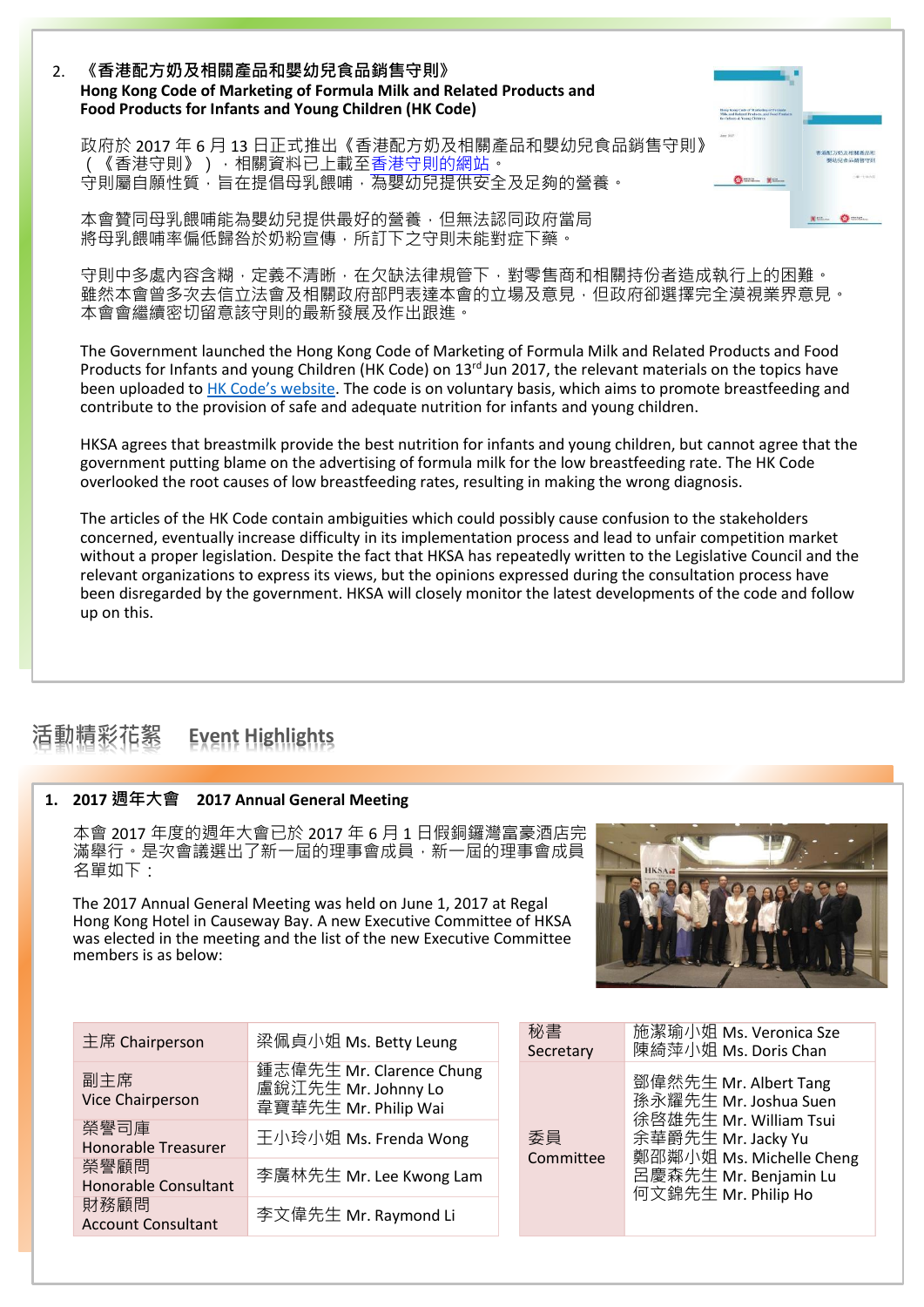2. **《香港配方奶及相關產品和嬰幼兒食品銷售守則》**
**Hong Kong Code of Marketing of Formula Milk and Related Products and Food Products for Infants and Young Children (HK Code)**

政府於 2017 年 6 月 13 日正式推出《香港配方奶及相關產品和嬰幼兒食品銷售守則》（《香港守則》），相關資料已上載至香港守則的網站。守則屬自願性質，旨在提倡母乳餵哺，為嬰幼兒提供安全及足夠的營養。

本會贊同母乳餵哺能為嬰幼兒提供最好的營養，但無法認同政府當局將母乳餵哺率偏低歸咎於奶粉宣傳，所訂下之守則未能對症下藥。

守則中多處內容含糊，定義不清晰，在欠缺法律規管下，對零售商和相關持份者造成執行上的困難。雖然本會曾多次去信立法會及相關政府部門表達本會的立場及意見，但政府卻選擇完全漠視業界意見。本會會繼續密切留意該守則的最新發展及作出跟進。

The Government launched the Hong Kong Code of Marketing of Formula Milk and Related Products and Food Products for Infants and young Children (HK Code) on 13rd Jun 2017, the relevant materials on the topics have been uploaded to HK Code's website. The code is on voluntary basis, which aims to promote breastfeeding and contribute to the provision of safe and adequate nutrition for infants and young children.

HKSA agrees that breastmilk provide the best nutrition for infants and young children, but cannot agree that the government putting blame on the advertising of formula milk for the low breastfeeding rate. The HK Code overlooked the root causes of low breastfeeding rates, resulting in making the wrong diagnosis.

The articles of the HK Code contain ambiguities which could possibly cause confusion to the stakeholders concerned, eventually increase difficulty in its implementation process and lead to unfair competition market without a proper legislation. Despite the fact that HKSA has repeatedly written to the Legislative Council and the relevant organizations to express its views, but the opinions expressed during the consultation process have been disregarded by the government. HKSA will closely monitor the latest developments of the code and follow up on this.

## 活動精彩花絮 Event Highlights

### 1. 2017 週年大會 2017 Annual General Meeting

本會 2017 年度的週年大會已於 2017 年 6 月 1 日假銅鑼灣富豪酒店完滿舉行。是次會議選出了新一屆的理事會成員，新一屆的理事會成員名單如下：

The 2017 Annual General Meeting was held on June 1, 2017 at Regal Hong Kong Hotel in Causeway Bay. A new Executive Committee of HKSA was elected in the meeting and the list of the new Executive Committee members is as below:

| 職位 Position | 姓名 Name |
|---|---|
| 主席 Chairperson | 梁佩貞小姐 Ms. Betty Leung |
| 副主席 Vice Chairperson | 鍾志偉先生 Mr. Clarence Chung<br>盧銳江先生 Mr. Johnny Lo<br>韋寶華先生 Mr. Philip Wai |
| 榮譽司庫 Honorable Treasurer | 王小玲小姐 Ms. Frenda Wong |
| 榮譽顧問 Honorable Consultant | 李廣林先生 Mr. Lee Kwong Lam |
| 財務顧問 Account Consultant | 李文偉先生 Mr. Raymond Li |
| 秘書 Secretary | 施潔瑜小姐 Ms. Veronica Sze<br>陳綺萍小姐 Ms. Doris Chan |
| 委員 Committee | 鄧偉然先生 Mr. Albert Tang<br>孫永耀先生 Mr. Joshua Suen<br>徐啓雄先生 Mr. William Tsui<br>余華爵先生 Mr. Jacky Yu<br>鄭邵鄰小姐 Ms. Michelle Cheng<br>呂慶森先生 Mr. Benjamin Lu<br>何文錦先生 Mr. Philip Ho |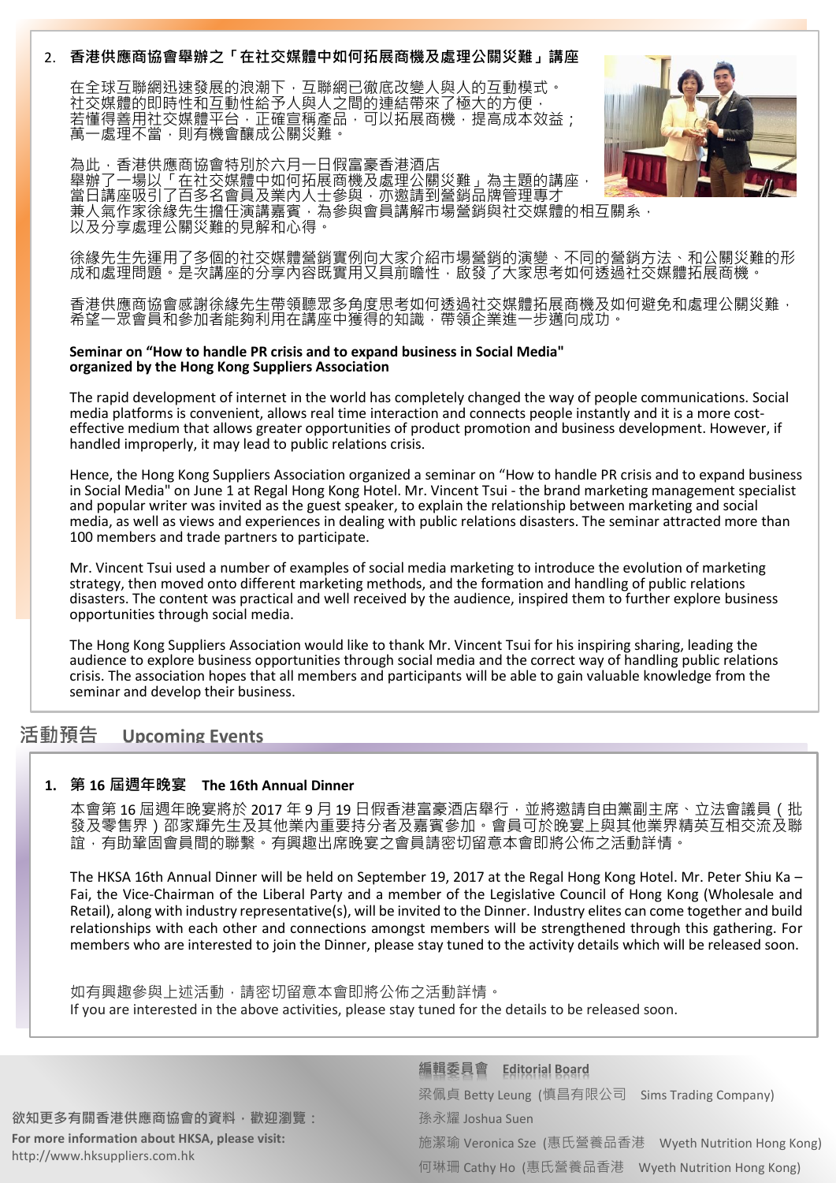## 2. 香港供應商協會舉辦之「在社交媒體中如何拓展商機及處理公關災難」講座

在全球互聯網迅速發展的浪潮下，互聯網已徹底改變人與人的互動模式。社交媒體的即時性和互動性給予人與人之間的連結帶來了極大的方便，若懂得善用社交媒體平台，正確宣稱產品，可以拓展商機，提高成本效益；萬一處理不當，則有機會釀成公關災難。

為此，香港供應商協會特別於六月一日假富豪香港酒店舉辦了一場以「在社交媒體中如何拓展商機及處理公關災難」為主題的講座，當日講座吸引了百多名會員及業內人士參與，亦邀請到營銷品牌管理專才兼人氣作家徐緣先生擔任演講嘉賓，為參與會員講解市場營銷與社交媒體的相互關系，以及分享處理公關災難的見解和心得。

徐緣先生先運用了多個的社交媒體營銷實例向大家介紹市場營銷的演變、不同的營銷方法、和公關災難的形成和處理問題。是次講座的分享內容既實用又具前瞻性，啟發了大家思考如何透過社交媒體拓展商機。

香港供應商協會感謝徐緣先生帶領聽眾多角度思考如何透過社交媒體拓展商機及如何避免和處理公關災難，希望一眾會員和參加者能夠利用在講座中獲得的知識，帶領企業進一步邁向成功。

**Seminar on "How to handle PR crisis and to expand business in Social Media" organized by the Hong Kong Suppliers Association**

The rapid development of internet in the world has completely changed the way of people communications. Social media platforms is convenient, allows real time interaction and connects people instantly and it is a more cost-effective medium that allows greater opportunities of product promotion and business development. However, if handled improperly, it may lead to public relations crisis.

Hence, the Hong Kong Suppliers Association organized a seminar on "How to handle PR crisis and to expand business in Social Media" on June 1 at Regal Hong Kong Hotel. Mr. Vincent Tsui - the brand marketing management specialist and popular writer was invited as the guest speaker, to explain the relationship between marketing and social media, as well as views and experiences in dealing with public relations disasters. The seminar attracted more than 100 members and trade partners to participate.

Mr. Vincent Tsui used a number of examples of social media marketing to introduce the evolution of marketing strategy, then moved onto different marketing methods, and the formation and handling of public relations disasters. The content was practical and well received by the audience, inspired them to further explore business opportunities through social media.

The Hong Kong Suppliers Association would like to thank Mr. Vincent Tsui for his inspiring sharing, leading the audience to explore business opportunities through social media and the correct way of handling public relations crisis. The association hopes that all members and participants will be able to gain valuable knowledge from the seminar and develop their business.

# 活動預告 Upcoming Events

## 1. 第 16 屆週年晚宴 The 16th Annual Dinner

本會第 16 屆週年晚宴將於 2017 年 9 月 19 日假香港富豪酒店舉行，並將邀請自由黨副主席、立法會議員（批發及零售界）邵家輝先生及其他業內重要持分者及嘉賓參加。會員可於晚宴上與其他業界精英互相交流及聯誼，有助鞏固會員間的聯繫。有興趣出席晚宴之會員請密切留意本會即將公佈之活動詳情。

The HKSA 16th Annual Dinner will be held on September 19, 2017 at the Regal Hong Kong Hotel. Mr. Peter Shiu Ka – Fai, the Vice-Chairman of the Liberal Party and a member of the Legislative Council of Hong Kong (Wholesale and Retail), along with industry representative(s), will be invited to the Dinner. Industry elites can come together and build relationships with each other and connections amongst members will be strengthened through this gathering. For members who are interested to join the Dinner, please stay tuned to the activity details which will be released soon.

如有興趣參與上述活動，請密切留意本會即將公佈之活動詳情。
If you are interested in the above activities, please stay tuned for the details to be released soon.

**欲知更多有關香港供應商協會的資料，歡迎瀏覽：**
**For more information about HKSA, please visit:**
http://www.hksuppliers.com.hk

**編輯委員會 Editorial Board**

梁佩貞 Betty Leung (慎昌有限公司 Sims Trading Company)
孫永耀 Joshua Suen
施潔瑜 Veronica Sze (惠氏營養品香港 Wyeth Nutrition Hong Kong)
何琳珊 Cathy Ho (惠氏營養品香港 Wyeth Nutrition Hong Kong)